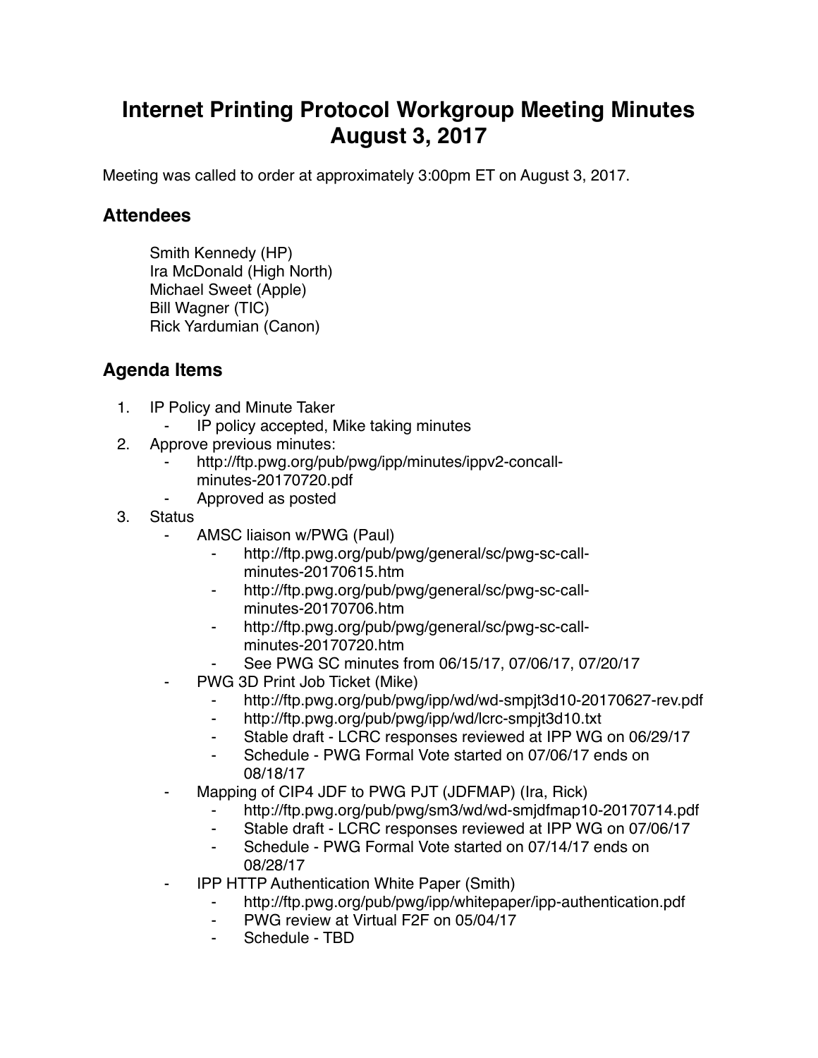# Internet Printing Protocol Workgroup Meeting Minutes August 3, 2017

Meeting was called to order at approximately 3:00pm ET on August 3, 2017.

## Attendees

Smith Kennedy (HP)
Ira McDonald (High North)
Michael Sweet (Apple)
Bill Wagner (TIC)
Rick Yardumian (Canon)

## Agenda Items

1. IP Policy and Minute Taker
    - IP policy accepted, Mike taking minutes
2. Approve previous minutes:
    - http://ftp.pwg.org/pub/pwg/ipp/minutes/ippv2-concall-minutes-20170720.pdf
    - Approved as posted
3. Status
    - AMSC liaison w/PWG (Paul)
        - http://ftp.pwg.org/pub/pwg/general/sc/pwg-sc-call-minutes-20170615.htm
        - http://ftp.pwg.org/pub/pwg/general/sc/pwg-sc-call-minutes-20170706.htm
        - http://ftp.pwg.org/pub/pwg/general/sc/pwg-sc-call-minutes-20170720.htm
        - See PWG SC minutes from 06/15/17, 07/06/17, 07/20/17
    - PWG 3D Print Job Ticket (Mike)
        - http://ftp.pwg.org/pub/pwg/ipp/wd/wd-smpjt3d10-20170627-rev.pdf
        - http://ftp.pwg.org/pub/pwg/ipp/wd/lcrc-smpjt3d10.txt
        - Stable draft - LCRC responses reviewed at IPP WG on 06/29/17
        - Schedule - PWG Formal Vote started on 07/06/17 ends on 08/18/17
    - Mapping of CIP4 JDF to PWG PJT (JDFMAP) (Ira, Rick)
        - http://ftp.pwg.org/pub/pwg/sm3/wd/wd-smjdfmap10-20170714.pdf
        - Stable draft - LCRC responses reviewed at IPP WG on 07/06/17
        - Schedule - PWG Formal Vote started on 07/14/17 ends on 08/28/17
    - IPP HTTP Authentication White Paper (Smith)
        - http://ftp.pwg.org/pub/pwg/ipp/whitepaper/ipp-authentication.pdf
        - PWG review at Virtual F2F on 05/04/17
        - Schedule - TBD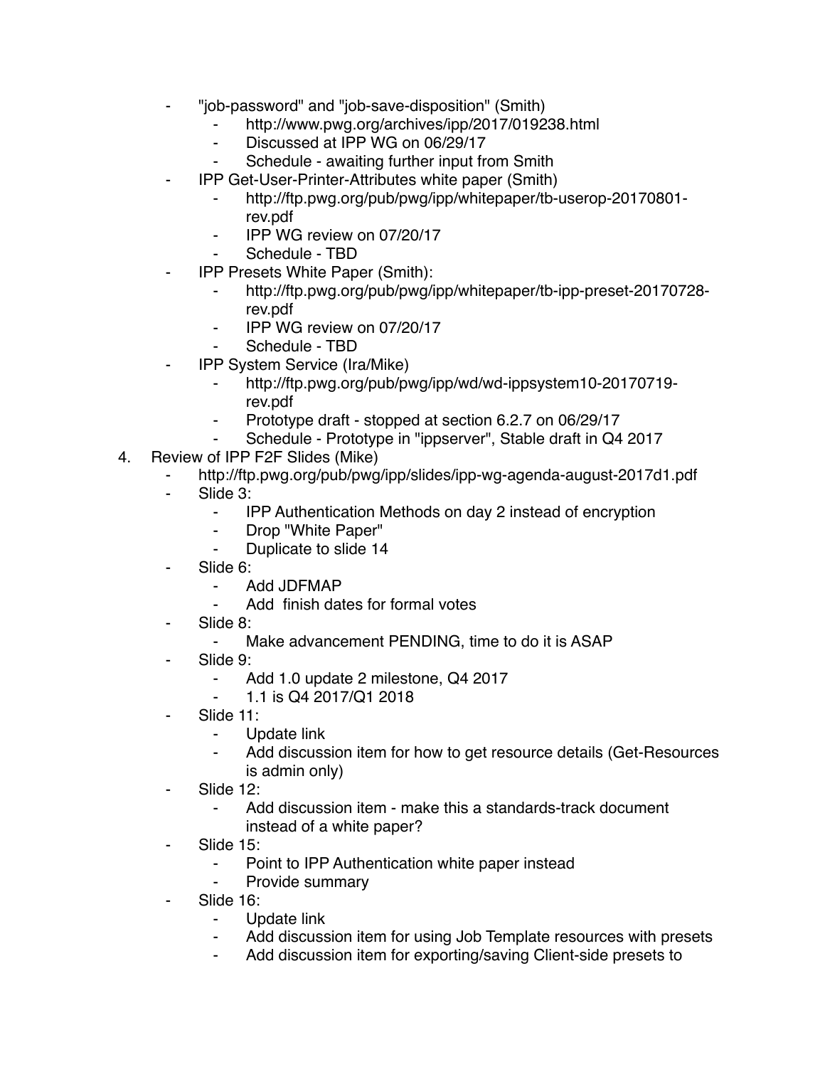- "job-password" and "job-save-disposition" (Smith)
    - http://www.pwg.org/archives/ipp/2017/019238.html
    - Discussed at IPP WG on 06/29/17
    - Schedule - awaiting further input from Smith
- IPP Get-User-Printer-Attributes white paper (Smith)
    - http://ftp.pwg.org/pub/pwg/ipp/whitepaper/tb-userop-20170801-rev.pdf
    - IPP WG review on 07/20/17
    - Schedule - TBD
- IPP Presets White Paper (Smith):
    - http://ftp.pwg.org/pub/pwg/ipp/whitepaper/tb-ipp-preset-20170728-rev.pdf
    - IPP WG review on 07/20/17
    - Schedule - TBD
- IPP System Service (Ira/Mike)
    - http://ftp.pwg.org/pub/pwg/ipp/wd/wd-ippsystem10-20170719-rev.pdf
    - Prototype draft - stopped at section 6.2.7 on 06/29/17
    - Schedule - Prototype in "ippserver", Stable draft in Q4 2017

4. Review of IPP F2F Slides (Mike)
    - http://ftp.pwg.org/pub/pwg/ipp/slides/ipp-wg-agenda-august-2017d1.pdf
    - Slide 3:
        - IPP Authentication Methods on day 2 instead of encryption
        - Drop "White Paper"
        - Duplicate to slide 14
    - Slide 6:
        - Add JDFMAP
        - Add finish dates for formal votes
    - Slide 8:
        - Make advancement PENDING, time to do it is ASAP
    - Slide 9:
        - Add 1.0 update 2 milestone, Q4 2017
        - 1.1 is Q4 2017/Q1 2018
    - Slide 11:
        - Update link
        - Add discussion item for how to get resource details (Get-Resources is admin only)
    - Slide 12:
        - Add discussion item - make this a standards-track document instead of a white paper?
    - Slide 15:
        - Point to IPP Authentication white paper instead
        - Provide summary
    - Slide 16:
        - Update link
        - Add discussion item for using Job Template resources with presets
        - Add discussion item for exporting/saving Client-side presets to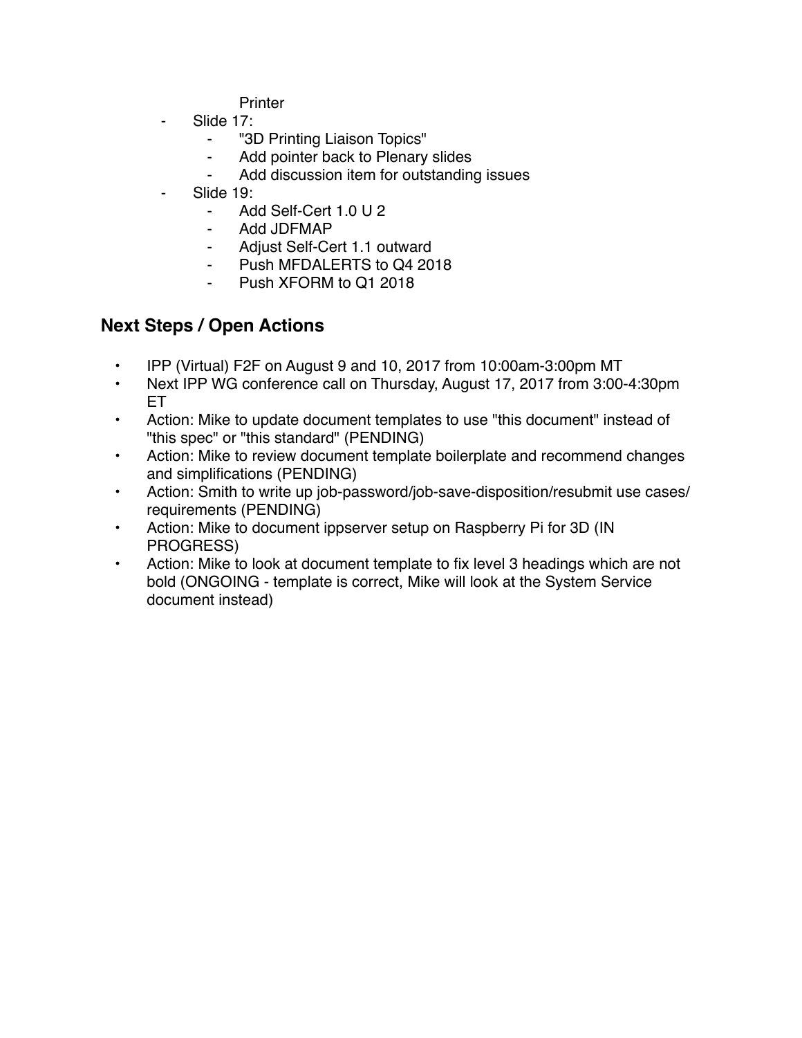Printer

- Slide 17:
    - "3D Printing Liaison Topics"
    - Add pointer back to Plenary slides
    - Add discussion item for outstanding issues
- Slide 19:
    - Add Self-Cert 1.0 U 2
    - Add JDFMAP
    - Adjust Self-Cert 1.1 outward
    - Push MFDALERTS to Q4 2018
    - Push XFORM to Q1 2018

## Next Steps / Open Actions

- IPP (Virtual) F2F on August 9 and 10, 2017 from 10:00am-3:00pm MT
- Next IPP WG conference call on Thursday, August 17, 2017 from 3:00-4:30pm ET
- Action: Mike to update document templates to use "this document" instead of "this spec" or "this standard" (PENDING)
- Action: Mike to review document template boilerplate and recommend changes and simplifications (PENDING)
- Action: Smith to write up job-password/job-save-disposition/resubmit use cases/requirements (PENDING)
- Action: Mike to document ippserver setup on Raspberry Pi for 3D (IN PROGRESS)
- Action: Mike to look at document template to fix level 3 headings which are not bold (ONGOING - template is correct, Mike will look at the System Service document instead)